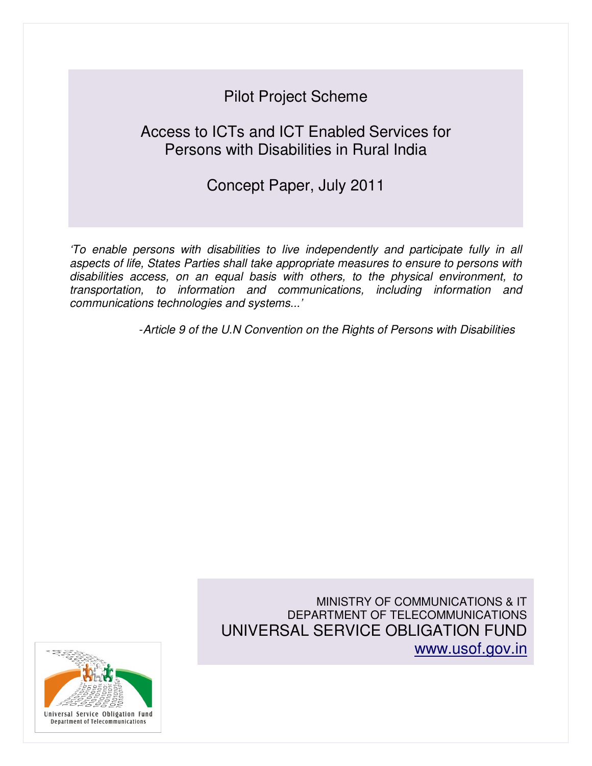# Pilot Project Scheme

## Access to ICTs and ICT Enabled Services for Persons with Disabilities in Rural India

## Concept Paper, July 2011

*'To enable persons with disabilities to live independently and participate fully in all aspects of life, States Parties shall take appropriate measures to ensure to persons with disabilities access, on an equal basis with others, to the physical environment, to transportation, to information and communications, including information and communications technologies and systems...'*

*-Article 9 of the U.N Convention on the Rights of Persons with Disabilities*

MINISTRY OF COMMUNICATIONS & IT
DEPARTMENT OF TELECOMMUNICATIONS
UNIVERSAL SERVICE OBLIGATION FUND
www.usof.gov.in

Universal Service Obligation Fund
Department of Telecommunications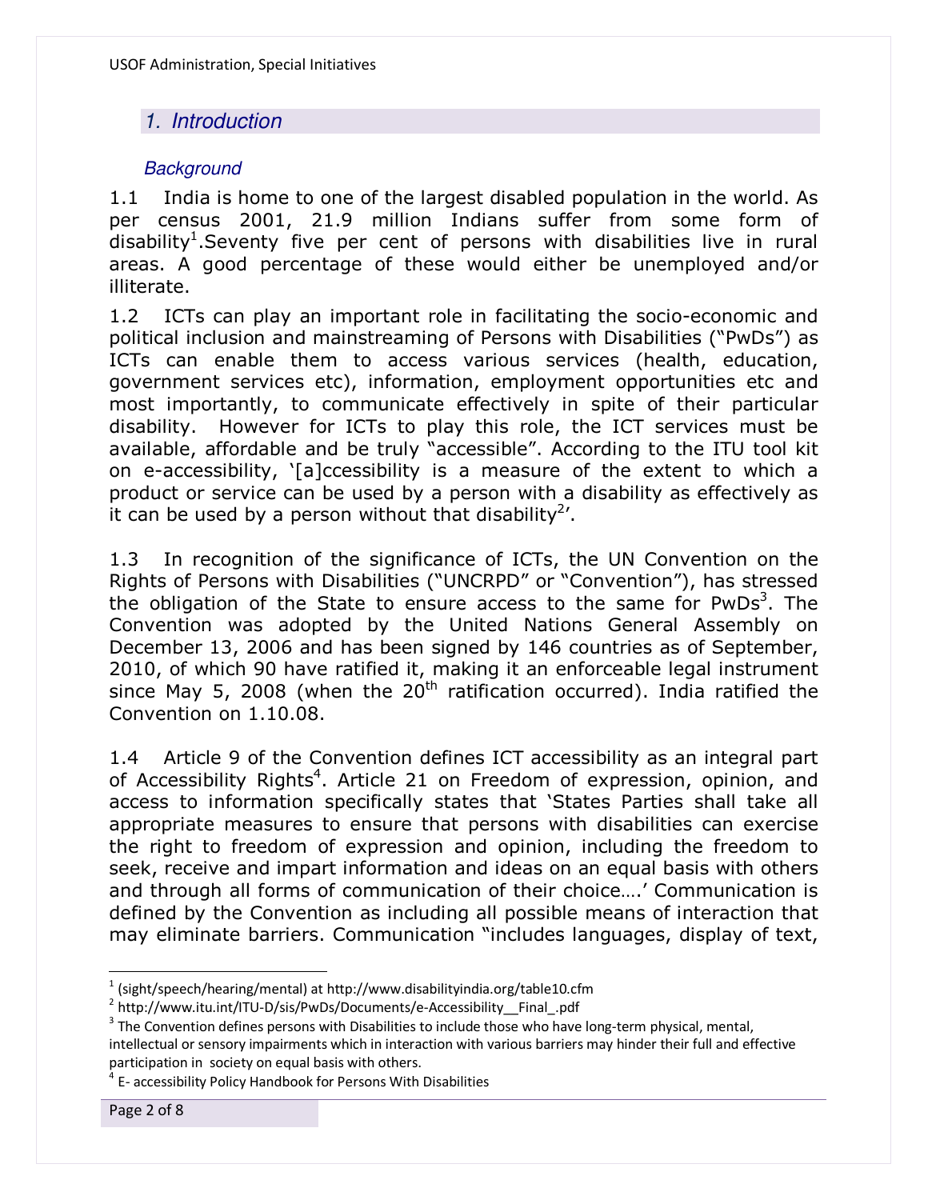## 1. Introduction

### Background

1.1 India is home to one of the largest disabled population in the world. As per census 2001, 21.9 million Indians suffer from some form of disability[1].Seventy five per cent of persons with disabilities live in rural areas. A good percentage of these would either be unemployed and/or illiterate.

1.2 ICTs can play an important role in facilitating the socio-economic and political inclusion and mainstreaming of Persons with Disabilities ("PwDs") as ICTs can enable them to access various services (health, education, government services etc), information, employment opportunities etc and most importantly, to communicate effectively in spite of their particular disability. However for ICTs to play this role, the ICT services must be available, affordable and be truly "accessible". According to the ITU tool kit on e-accessibility, '[a]ccessibility is a measure of the extent to which a product or service can be used by a person with a disability as effectively as it can be used by a person without that disability[2]'.

1.3 In recognition of the significance of ICTs, the UN Convention on the Rights of Persons with Disabilities ("UNCRPD" or "Convention"), has stressed the obligation of the State to ensure access to the same for PwDs[3]. The Convention was adopted by the United Nations General Assembly on December 13, 2006 and has been signed by 146 countries as of September, 2010, of which 90 have ratified it, making it an enforceable legal instrument since May 5, 2008 (when the 20th ratification occurred). India ratified the Convention on 1.10.08.

1.4 Article 9 of the Convention defines ICT accessibility as an integral part of Accessibility Rights[4]. Article 21 on Freedom of expression, opinion, and access to information specifically states that 'States Parties shall take all appropriate measures to ensure that persons with disabilities can exercise the right to freedom of expression and opinion, including the freedom to seek, receive and impart information and ideas on an equal basis with others and through all forms of communication of their choice….' Communication is defined by the Convention as including all possible means of interaction that may eliminate barriers. Communication "includes languages, display of text,

---

[1] (sight/speech/hearing/mental) at http://www.disabilityindia.org/table10.cfm

[2] http://www.itu.int/ITU-D/sis/PwDs/Documents/e-Accessibility__Final_.pdf

[3] The Convention defines persons with Disabilities to include those who have long-term physical, mental, intellectual or sensory impairments which in interaction with various barriers may hinder their full and effective participation in society on equal basis with others.

[4] E- accessibility Policy Handbook for Persons With Disabilities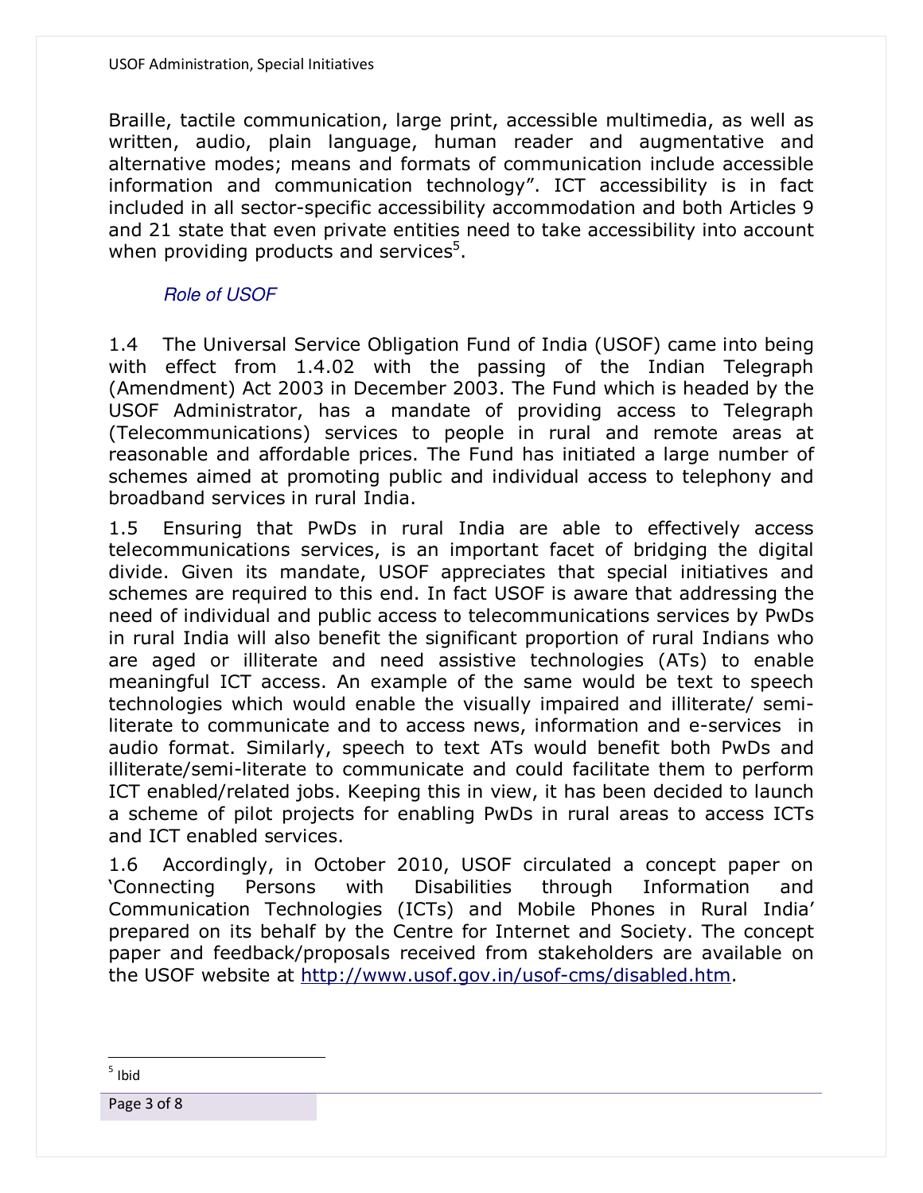Braille, tactile communication, large print, accessible multimedia, as well as written, audio, plain language, human reader and augmentative and alternative modes; means and formats of communication include accessible information and communication technology". ICT accessibility is in fact included in all sector-specific accessibility accommodation and both Articles 9 and 21 state that even private entities need to take accessibility into account when providing products and services[5].

### *Role of USOF*

1.4 The Universal Service Obligation Fund of India (USOF) came into being with effect from 1.4.02 with the passing of the Indian Telegraph (Amendment) Act 2003 in December 2003. The Fund which is headed by the USOF Administrator, has a mandate of providing access to Telegraph (Telecommunications) services to people in rural and remote areas at reasonable and affordable prices. The Fund has initiated a large number of schemes aimed at promoting public and individual access to telephony and broadband services in rural India.

1.5 Ensuring that PwDs in rural India are able to effectively access telecommunications services, is an important facet of bridging the digital divide. Given its mandate, USOF appreciates that special initiatives and schemes are required to this end. In fact USOF is aware that addressing the need of individual and public access to telecommunications services by PwDs in rural India will also benefit the significant proportion of rural Indians who are aged or illiterate and need assistive technologies (ATs) to enable meaningful ICT access. An example of the same would be text to speech technologies which would enable the visually impaired and illiterate/ semi-literate to communicate and to access news, information and e-services in audio format. Similarly, speech to text ATs would benefit both PwDs and illiterate/semi-literate to communicate and could facilitate them to perform ICT enabled/related jobs. Keeping this in view, it has been decided to launch a scheme of pilot projects for enabling PwDs in rural areas to access ICTs and ICT enabled services.

1.6 Accordingly, in October 2010, USOF circulated a concept paper on 'Connecting Persons with Disabilities through Information and Communication Technologies (ICTs) and Mobile Phones in Rural India' prepared on its behalf by the Centre for Internet and Society. The concept paper and feedback/proposals received from stakeholders are available on the USOF website at http://www.usof.gov.in/usof-cms/disabled.htm.

---

[5] Ibid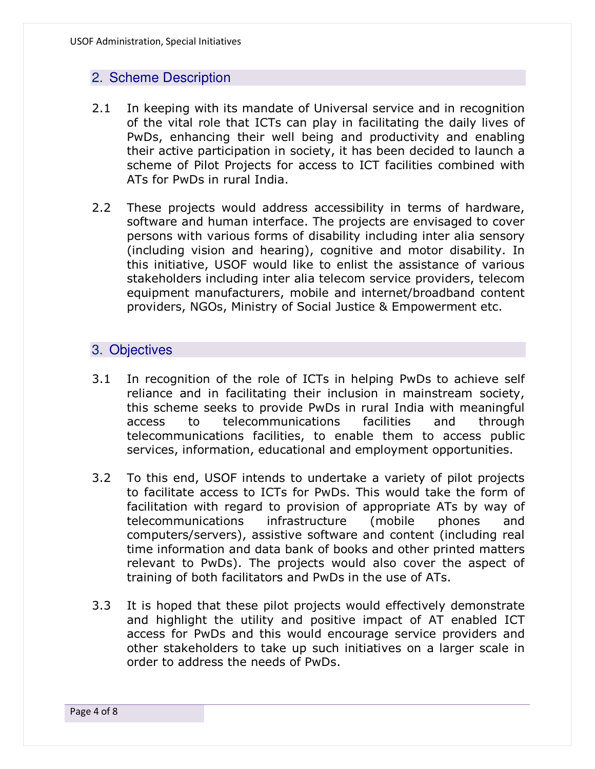## 2. Scheme Description

2.1 In keeping with its mandate of Universal service and in recognition of the vital role that ICTs can play in facilitating the daily lives of PwDs, enhancing their well being and productivity and enabling their active participation in society, it has been decided to launch a scheme of Pilot Projects for access to ICT facilities combined with ATs for PwDs in rural India.

2.2 These projects would address accessibility in terms of hardware, software and human interface. The projects are envisaged to cover persons with various forms of disability including inter alia sensory (including vision and hearing), cognitive and motor disability. In this initiative, USOF would like to enlist the assistance of various stakeholders including inter alia telecom service providers, telecom equipment manufacturers, mobile and internet/broadband content providers, NGOs, Ministry of Social Justice & Empowerment etc.

## 3. Objectives

3.1 In recognition of the role of ICTs in helping PwDs to achieve self reliance and in facilitating their inclusion in mainstream society, this scheme seeks to provide PwDs in rural India with meaningful access to telecommunications facilities and through telecommunications facilities, to enable them to access public services, information, educational and employment opportunities.

3.2 To this end, USOF intends to undertake a variety of pilot projects to facilitate access to ICTs for PwDs. This would take the form of facilitation with regard to provision of appropriate ATs by way of telecommunications infrastructure (mobile phones and computers/servers), assistive software and content (including real time information and data bank of books and other printed matters relevant to PwDs). The projects would also cover the aspect of training of both facilitators and PwDs in the use of ATs.

3.3 It is hoped that these pilot projects would effectively demonstrate and highlight the utility and positive impact of AT enabled ICT access for PwDs and this would encourage service providers and other stakeholders to take up such initiatives on a larger scale in order to address the needs of PwDs.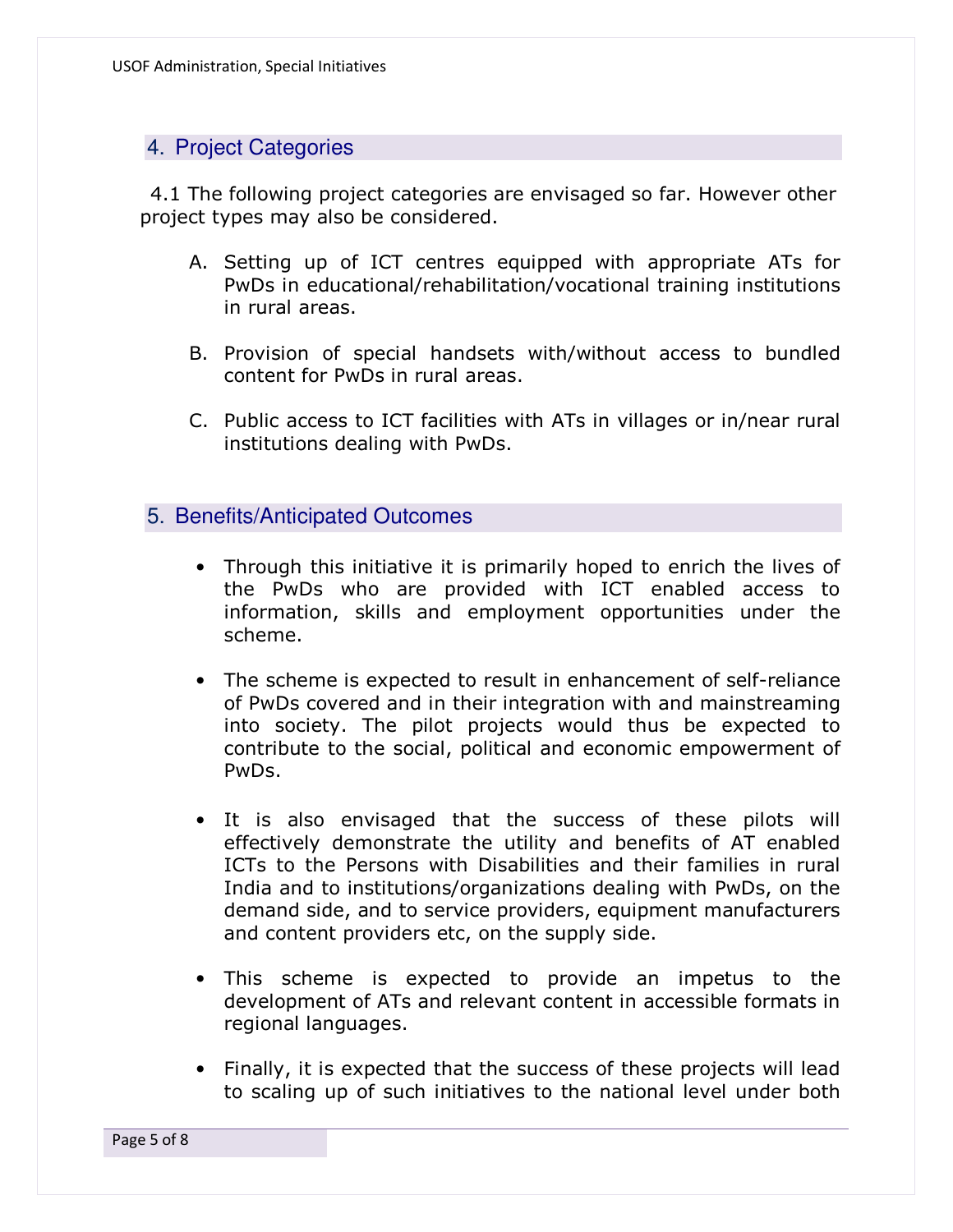## 4. Project Categories

4.1 The following project categories are envisaged so far. However other project types may also be considered.

A. Setting up of ICT centres equipped with appropriate ATs for PwDs in educational/rehabilitation/vocational training institutions in rural areas.

B. Provision of special handsets with/without access to bundled content for PwDs in rural areas.

C. Public access to ICT facilities with ATs in villages or in/near rural institutions dealing with PwDs.

## 5. Benefits/Anticipated Outcomes

- Through this initiative it is primarily hoped to enrich the lives of the PwDs who are provided with ICT enabled access to information, skills and employment opportunities under the scheme.

- The scheme is expected to result in enhancement of self-reliance of PwDs covered and in their integration with and mainstreaming into society. The pilot projects would thus be expected to contribute to the social, political and economic empowerment of PwDs.

- It is also envisaged that the success of these pilots will effectively demonstrate the utility and benefits of AT enabled ICTs to the Persons with Disabilities and their families in rural India and to institutions/organizations dealing with PwDs, on the demand side, and to service providers, equipment manufacturers and content providers etc, on the supply side.

- This scheme is expected to provide an impetus to the development of ATs and relevant content in accessible formats in regional languages.

- Finally, it is expected that the success of these projects will lead to scaling up of such initiatives to the national level under both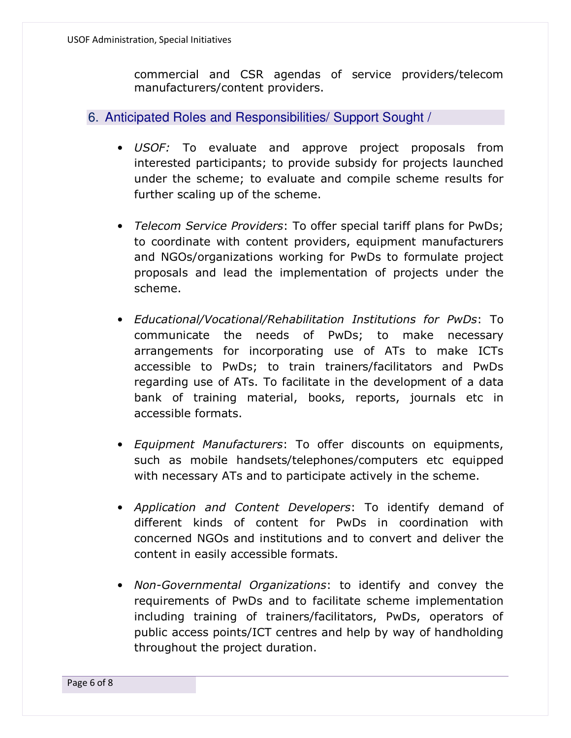commercial and CSR agendas of service providers/telecom manufacturers/content providers.

## 6. Anticipated Roles and Responsibilities/ Support Sought /

- *USOF:* To evaluate and approve project proposals from interested participants; to provide subsidy for projects launched under the scheme; to evaluate and compile scheme results for further scaling up of the scheme.

- *Telecom Service Providers*: To offer special tariff plans for PwDs; to coordinate with content providers, equipment manufacturers and NGOs/organizations working for PwDs to formulate project proposals and lead the implementation of projects under the scheme.

- *Educational/Vocational/Rehabilitation Institutions for PwDs*: To communicate the needs of PwDs; to make necessary arrangements for incorporating use of ATs to make ICTs accessible to PwDs; to train trainers/facilitators and PwDs regarding use of ATs. To facilitate in the development of a data bank of training material, books, reports, journals etc in accessible formats.

- *Equipment Manufacturers*: To offer discounts on equipments, such as mobile handsets/telephones/computers etc equipped with necessary ATs and to participate actively in the scheme.

- *Application and Content Developers*: To identify demand of different kinds of content for PwDs in coordination with concerned NGOs and institutions and to convert and deliver the content in easily accessible formats.

- *Non-Governmental Organizations*: to identify and convey the requirements of PwDs and to facilitate scheme implementation including training of trainers/facilitators, PwDs, operators of public access points/ICT centres and help by way of handholding throughout the project duration.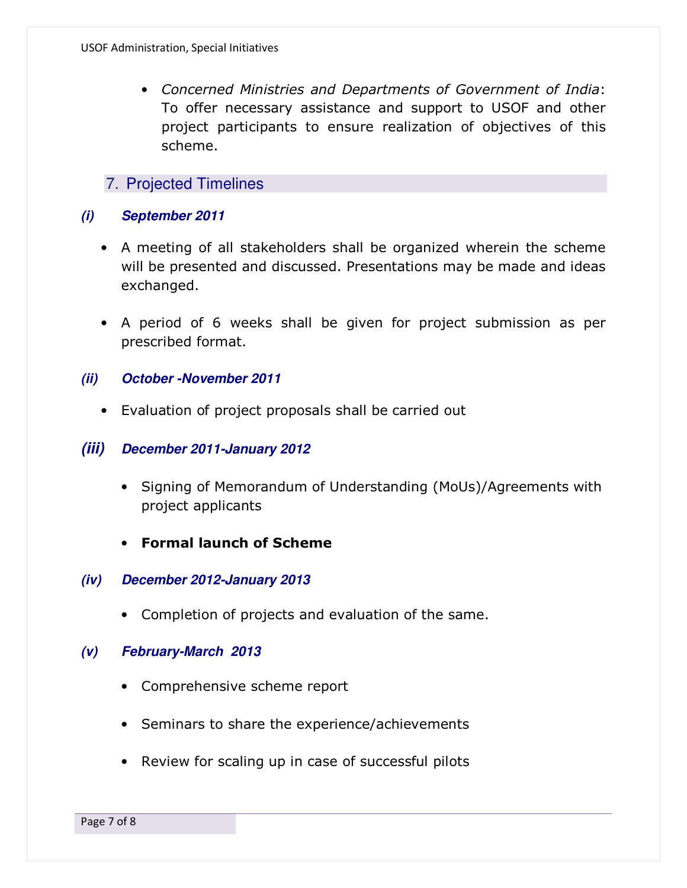- *Concerned Ministries and Departments of Government of India*: To offer necessary assistance and support to USOF and other project participants to ensure realization of objectives of this scheme.

## 7. Projected Timelines

### *(i) September 2011*

- A meeting of all stakeholders shall be organized wherein the scheme will be presented and discussed. Presentations may be made and ideas exchanged.

- A period of 6 weeks shall be given for project submission as per prescribed format.

### *(ii) October -November 2011*

- Evaluation of project proposals shall be carried out

### *(iii) December 2011-January 2012*

- Signing of Memorandum of Understanding (MoUs)/Agreements with project applicants

- **Formal launch of Scheme**

### *(iv) December 2012-January 2013*

- Completion of projects and evaluation of the same.

### *(v) February-March 2013*

- Comprehensive scheme report

- Seminars to share the experience/achievements

- Review for scaling up in case of successful pilots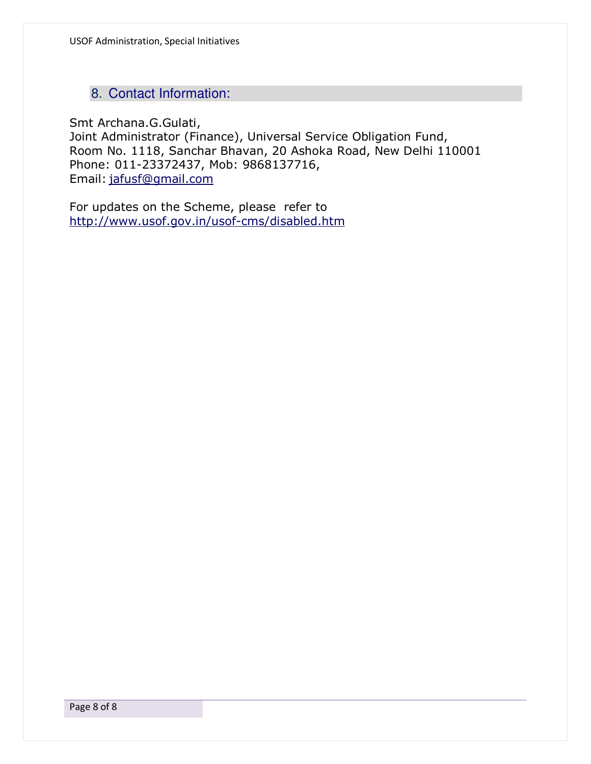## 8. Contact Information:

Smt Archana.G.Gulati,
Joint Administrator (Finance), Universal Service Obligation Fund,
Room No. 1118, Sanchar Bhavan, 20 Ashoka Road, New Delhi 110001
Phone: 011-23372437, Mob: 9868137716,
Email: jafusf@gmail.com

For updates on the Scheme, please refer to
http://www.usof.gov.in/usof-cms/disabled.htm